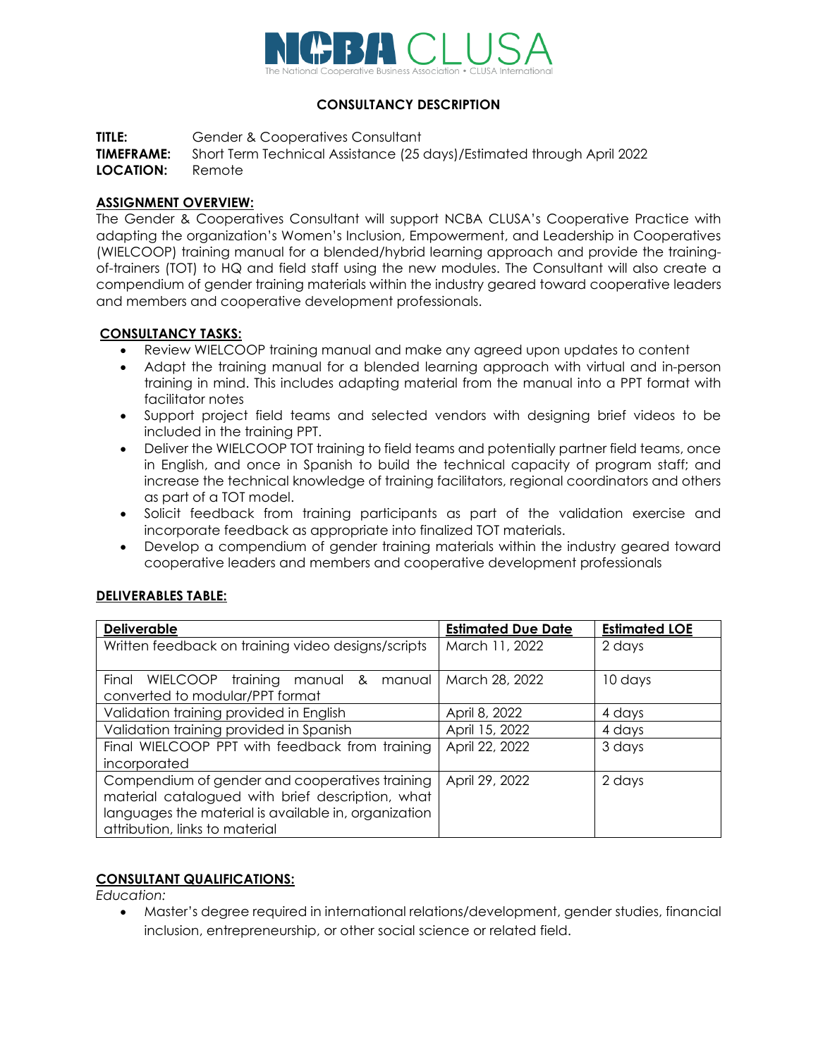NCBA CLUSA

The National Cooperative Business Association • CLUSA International

## CONSULTANCY DESCRIPTION

**TITLE:** Gender & Cooperatives Consultant
**TIMEFRAME:** Short Term Technical Assistance (25 days)/Estimated through April 2022
**LOCATION:** Remote

### ASSIGNMENT OVERVIEW:

The Gender & Cooperatives Consultant will support NCBA CLUSA's Cooperative Practice with adapting the organization's Women's Inclusion, Empowerment, and Leadership in Cooperatives (WIELCOOP) training manual for a blended/hybrid learning approach and provide the training-of-trainers (TOT) to HQ and field staff using the new modules. The Consultant will also create a compendium of gender training materials within the industry geared toward cooperative leaders and members and cooperative development professionals.

### CONSULTANCY TASKS:

- Review WIELCOOP training manual and make any agreed upon updates to content
- Adapt the training manual for a blended learning approach with virtual and in-person training in mind. This includes adapting material from the manual into a PPT format with facilitator notes
- Support project field teams and selected vendors with designing brief videos to be included in the training PPT.
- Deliver the WIELCOOP TOT training to field teams and potentially partner field teams, once in English, and once in Spanish to build the technical capacity of program staff; and increase the technical knowledge of training facilitators, regional coordinators and others as part of a TOT model.
- Solicit feedback from training participants as part of the validation exercise and incorporate feedback as appropriate into finalized TOT materials.
- Develop a compendium of gender training materials within the industry geared toward cooperative leaders and members and cooperative development professionals

### DELIVERABLES TABLE:

| Deliverable | Estimated Due Date | Estimated LOE |
|---|---|---|
| Written feedback on training video designs/scripts | March 11, 2022 | 2 days |
| Final WIELCOOP training manual & manual converted to modular/PPT format | March 28, 2022 | 10 days |
| Validation training provided in English | April 8, 2022 | 4 days |
| Validation training provided in Spanish | April 15, 2022 | 4 days |
| Final WIELCOOP PPT with feedback from training incorporated | April 22, 2022 | 3 days |
| Compendium of gender and cooperatives training material catalogued with brief description, what languages the material is available in, organization attribution, links to material | April 29, 2022 | 2 days |

### CONSULTANT QUALIFICATIONS:

*Education:*

- Master's degree required in international relations/development, gender studies, financial inclusion, entrepreneurship, or other social science or related field.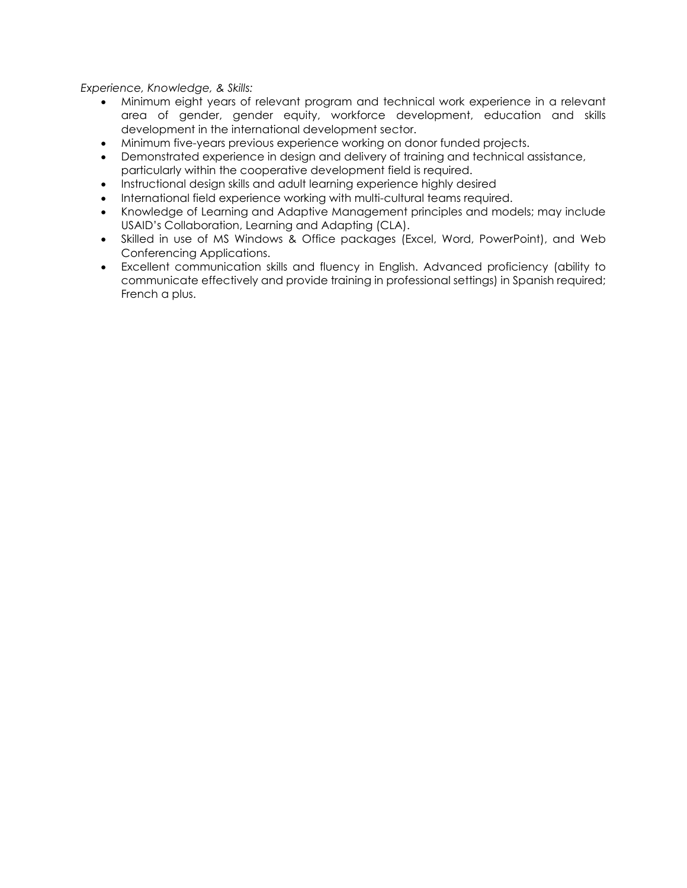*Experience, Knowledge, & Skills:*

- Minimum eight years of relevant program and technical work experience in a relevant area of gender, gender equity, workforce development, education and skills development in the international development sector.
- Minimum five-years previous experience working on donor funded projects.
- Demonstrated experience in design and delivery of training and technical assistance, particularly within the cooperative development field is required.
- Instructional design skills and adult learning experience highly desired
- International field experience working with multi-cultural teams required.
- Knowledge of Learning and Adaptive Management principles and models; may include USAID's Collaboration, Learning and Adapting (CLA).
- Skilled in use of MS Windows & Office packages (Excel, Word, PowerPoint), and Web Conferencing Applications.
- Excellent communication skills and fluency in English. Advanced proficiency (ability to communicate effectively and provide training in professional settings) in Spanish required; French a plus.